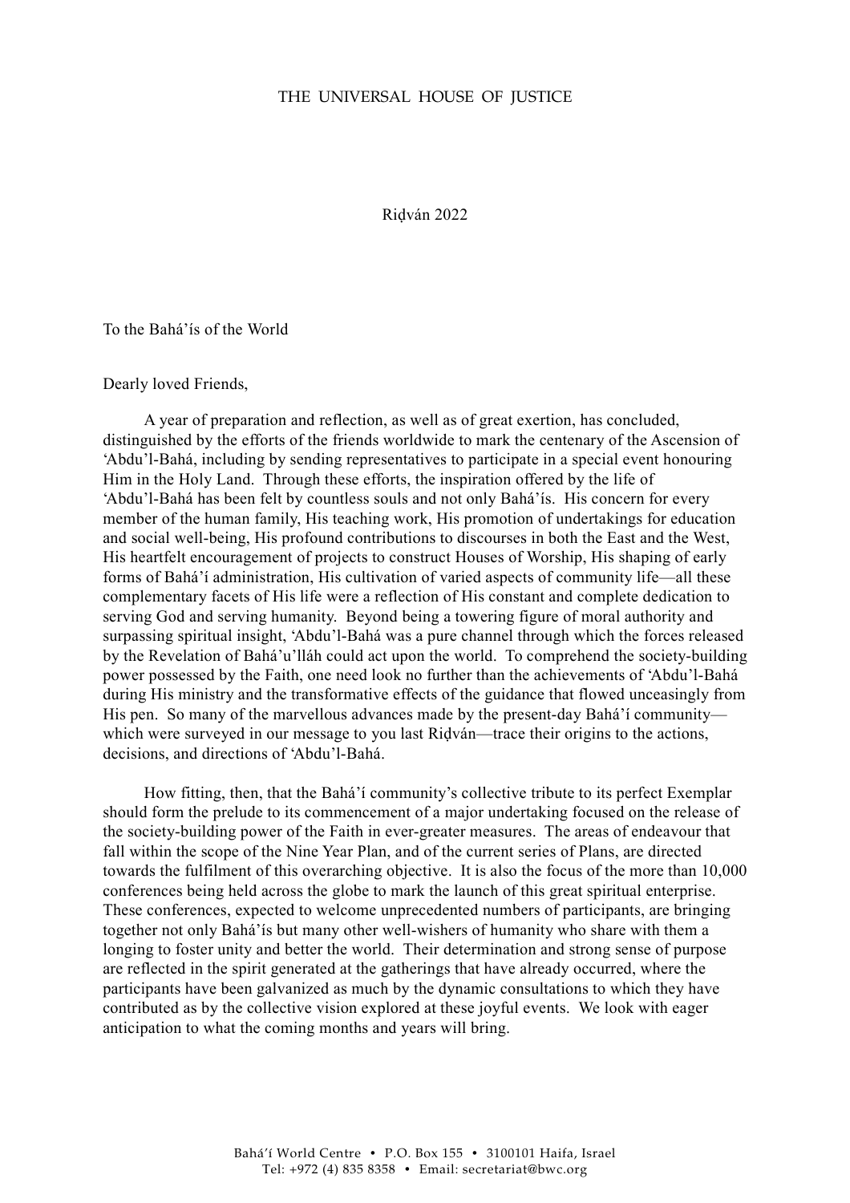THE UNIVERSAL HOUSE OF JUSTICE

Riḍván 2022

To the Bahá'ís of the World

Dearly loved Friends,

A year of preparation and reflection, as well as of great exertion, has concluded, distinguished by the efforts of the friends worldwide to mark the centenary of the Ascension of 'Abdu'l-Bahá, including by sending representatives to participate in a special event honouring Him in the Holy Land. Through these efforts, the inspiration offered by the life of 'Abdu'l-Bahá has been felt by countless souls and not only Bahá'ís. His concern for every member of the human family, His teaching work, His promotion of undertakings for education and social well-being, His profound contributions to discourses in both the East and the West, His heartfelt encouragement of projects to construct Houses of Worship, His shaping of early forms of Bahá'í administration, His cultivation of varied aspects of community life—all these complementary facets of His life were a reflection of His constant and complete dedication to serving God and serving humanity. Beyond being a towering figure of moral authority and surpassing spiritual insight, 'Abdu'l-Bahá was a pure channel through which the forces released by the Revelation of Bahá'u'lláh could act upon the world. To comprehend the society-building power possessed by the Faith, one need look no further than the achievements of 'Abdu'l-Bahá during His ministry and the transformative effects of the guidance that flowed unceasingly from His pen. So many of the marvellous advances made by the present-day Bahá'í community—which were surveyed in our message to you last Riḍván—trace their origins to the actions, decisions, and directions of 'Abdu'l-Bahá.

How fitting, then, that the Bahá'í community's collective tribute to its perfect Exemplar should form the prelude to its commencement of a major undertaking focused on the release of the society-building power of the Faith in ever-greater measures. The areas of endeavour that fall within the scope of the Nine Year Plan, and of the current series of Plans, are directed towards the fulfilment of this overarching objective. It is also the focus of the more than 10,000 conferences being held across the globe to mark the launch of this great spiritual enterprise. These conferences, expected to welcome unprecedented numbers of participants, are bringing together not only Bahá'ís but many other well-wishers of humanity who share with them a longing to foster unity and better the world. Their determination and strong sense of purpose are reflected in the spirit generated at the gatherings that have already occurred, where the participants have been galvanized as much by the dynamic consultations to which they have contributed as by the collective vision explored at these joyful events. We look with eager anticipation to what the coming months and years will bring.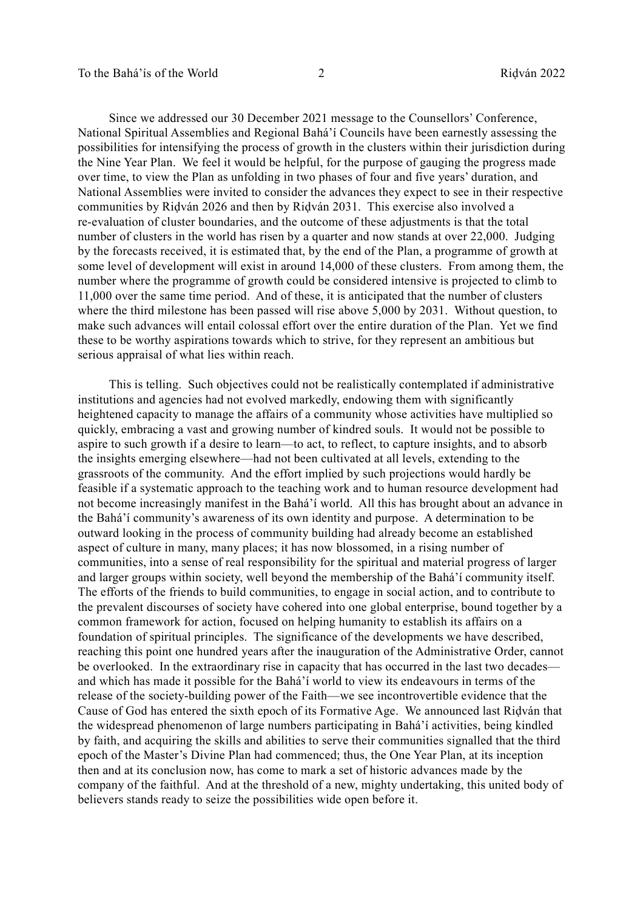Since we addressed our 30 December 2021 message to the Counsellors' Conference, National Spiritual Assemblies and Regional Bahá'í Councils have been earnestly assessing the possibilities for intensifying the process of growth in the clusters within their jurisdiction during the Nine Year Plan. We feel it would be helpful, for the purpose of gauging the progress made over time, to view the Plan as unfolding in two phases of four and five years' duration, and National Assemblies were invited to consider the advances they expect to see in their respective communities by Riḍván 2026 and then by Riḍván 2031. This exercise also involved a re-evaluation of cluster boundaries, and the outcome of these adjustments is that the total number of clusters in the world has risen by a quarter and now stands at over 22,000. Judging by the forecasts received, it is estimated that, by the end of the Plan, a programme of growth at some level of development will exist in around 14,000 of these clusters. From among them, the number where the programme of growth could be considered intensive is projected to climb to 11,000 over the same time period. And of these, it is anticipated that the number of clusters where the third milestone has been passed will rise above 5,000 by 2031. Without question, to make such advances will entail colossal effort over the entire duration of the Plan. Yet we find these to be worthy aspirations towards which to strive, for they represent an ambitious but serious appraisal of what lies within reach.

This is telling. Such objectives could not be realistically contemplated if administrative institutions and agencies had not evolved markedly, endowing them with significantly heightened capacity to manage the affairs of a community whose activities have multiplied so quickly, embracing a vast and growing number of kindred souls. It would not be possible to aspire to such growth if a desire to learn—to act, to reflect, to capture insights, and to absorb the insights emerging elsewhere—had not been cultivated at all levels, extending to the grassroots of the community. And the effort implied by such projections would hardly be feasible if a systematic approach to the teaching work and to human resource development had not become increasingly manifest in the Bahá'í world. All this has brought about an advance in the Bahá'í community's awareness of its own identity and purpose. A determination to be outward looking in the process of community building had already become an established aspect of culture in many, many places; it has now blossomed, in a rising number of communities, into a sense of real responsibility for the spiritual and material progress of larger and larger groups within society, well beyond the membership of the Bahá'í community itself. The efforts of the friends to build communities, to engage in social action, and to contribute to the prevalent discourses of society have cohered into one global enterprise, bound together by a common framework for action, focused on helping humanity to establish its affairs on a foundation of spiritual principles. The significance of the developments we have described, reaching this point one hundred years after the inauguration of the Administrative Order, cannot be overlooked. In the extraordinary rise in capacity that has occurred in the last two decades—and which has made it possible for the Bahá'í world to view its endeavours in terms of the release of the society-building power of the Faith—we see incontrovertible evidence that the Cause of God has entered the sixth epoch of its Formative Age. We announced last Riḍván that the widespread phenomenon of large numbers participating in Bahá'í activities, being kindled by faith, and acquiring the skills and abilities to serve their communities signalled that the third epoch of the Master's Divine Plan had commenced; thus, the One Year Plan, at its inception then and at its conclusion now, has come to mark a set of historic advances made by the company of the faithful. And at the threshold of a new, mighty undertaking, this united body of believers stands ready to seize the possibilities wide open before it.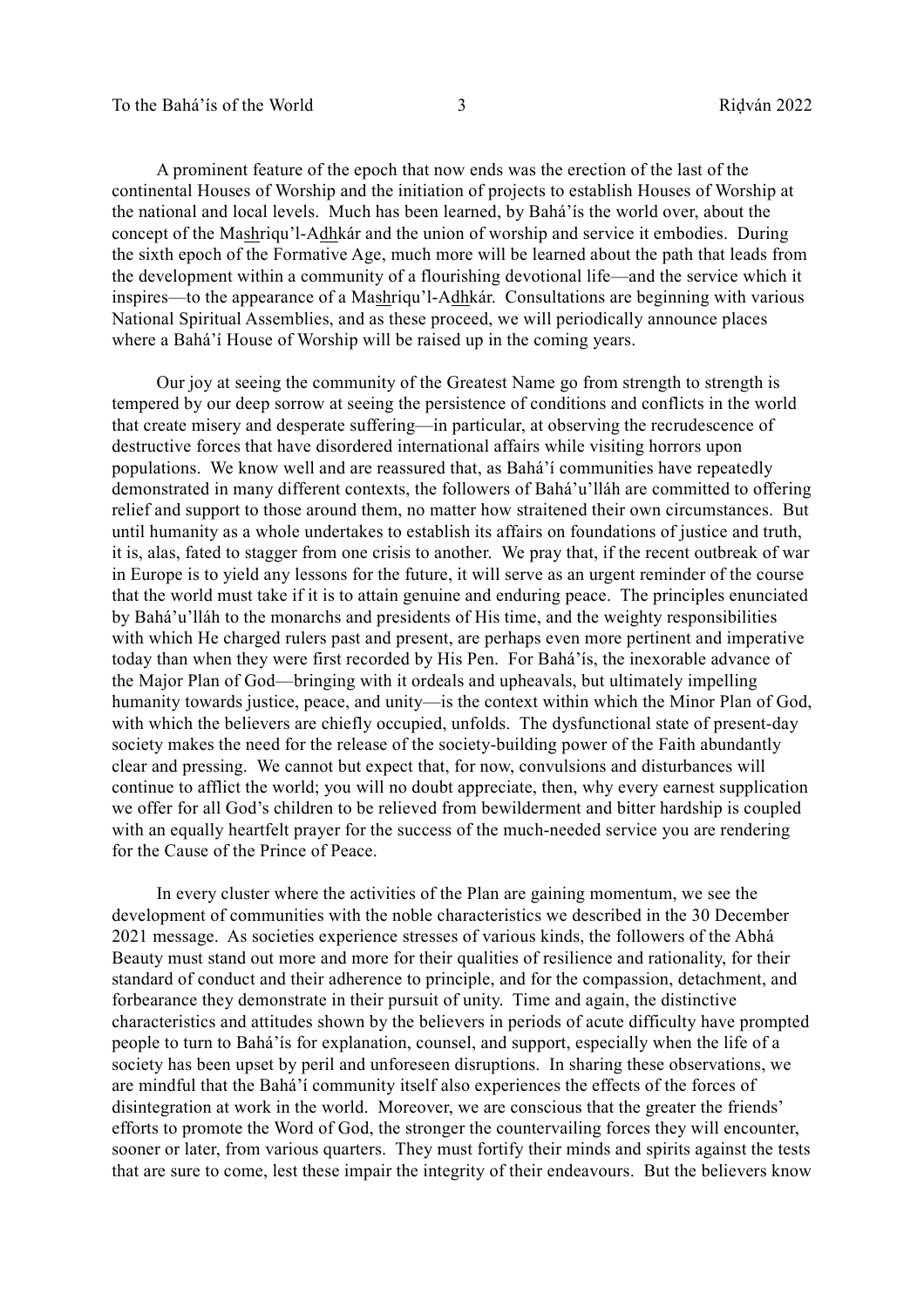A prominent feature of the epoch that now ends was the erection of the last of the continental Houses of Worship and the initiation of projects to establish Houses of Worship at the national and local levels. Much has been learned, by Bahá'ís the world over, about the concept of the Mashriqu'l-Adhkár and the union of worship and service it embodies. During the sixth epoch of the Formative Age, much more will be learned about the path that leads from the development within a community of a flourishing devotional life—and the service which it inspires—to the appearance of a Mashriqu'l-Adhkár. Consultations are beginning with various National Spiritual Assemblies, and as these proceed, we will periodically announce places where a Bahá'í House of Worship will be raised up in the coming years.

Our joy at seeing the community of the Greatest Name go from strength to strength is tempered by our deep sorrow at seeing the persistence of conditions and conflicts in the world that create misery and desperate suffering—in particular, at observing the recrudescence of destructive forces that have disordered international affairs while visiting horrors upon populations. We know well and are reassured that, as Bahá'í communities have repeatedly demonstrated in many different contexts, the followers of Bahá'u'lláh are committed to offering relief and support to those around them, no matter how straitened their own circumstances. But until humanity as a whole undertakes to establish its affairs on foundations of justice and truth, it is, alas, fated to stagger from one crisis to another. We pray that, if the recent outbreak of war in Europe is to yield any lessons for the future, it will serve as an urgent reminder of the course that the world must take if it is to attain genuine and enduring peace. The principles enunciated by Bahá'u'lláh to the monarchs and presidents of His time, and the weighty responsibilities with which He charged rulers past and present, are perhaps even more pertinent and imperative today than when they were first recorded by His Pen. For Bahá'ís, the inexorable advance of the Major Plan of God—bringing with it ordeals and upheavals, but ultimately impelling humanity towards justice, peace, and unity—is the context within which the Minor Plan of God, with which the believers are chiefly occupied, unfolds. The dysfunctional state of present-day society makes the need for the release of the society-building power of the Faith abundantly clear and pressing. We cannot but expect that, for now, convulsions and disturbances will continue to afflict the world; you will no doubt appreciate, then, why every earnest supplication we offer for all God's children to be relieved from bewilderment and bitter hardship is coupled with an equally heartfelt prayer for the success of the much-needed service you are rendering for the Cause of the Prince of Peace.

In every cluster where the activities of the Plan are gaining momentum, we see the development of communities with the noble characteristics we described in the 30 December 2021 message. As societies experience stresses of various kinds, the followers of the Abhá Beauty must stand out more and more for their qualities of resilience and rationality, for their standard of conduct and their adherence to principle, and for the compassion, detachment, and forbearance they demonstrate in their pursuit of unity. Time and again, the distinctive characteristics and attitudes shown by the believers in periods of acute difficulty have prompted people to turn to Bahá'ís for explanation, counsel, and support, especially when the life of a society has been upset by peril and unforeseen disruptions. In sharing these observations, we are mindful that the Bahá'í community itself also experiences the effects of the forces of disintegration at work in the world. Moreover, we are conscious that the greater the friends' efforts to promote the Word of God, the stronger the countervailing forces they will encounter, sooner or later, from various quarters. They must fortify their minds and spirits against the tests that are sure to come, lest these impair the integrity of their endeavours. But the believers know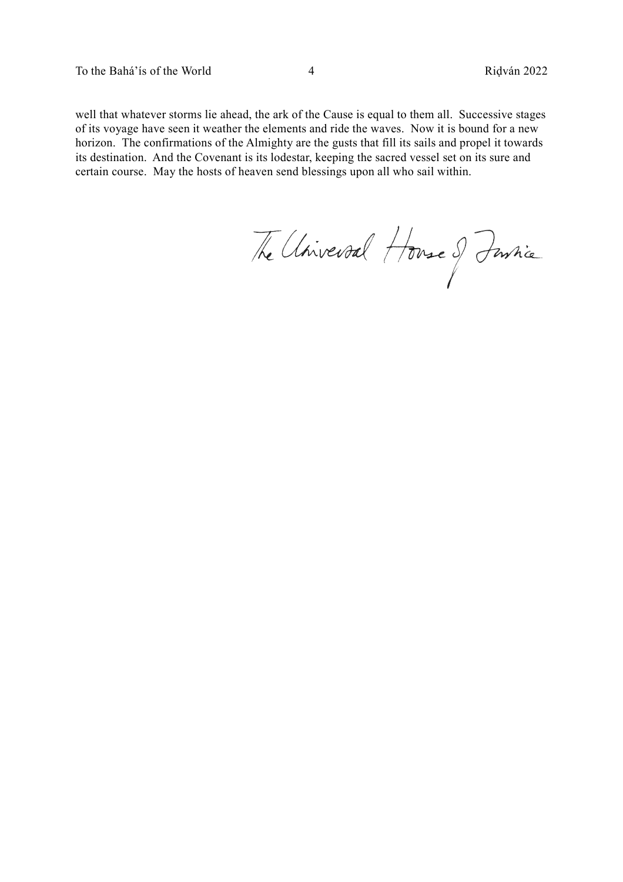well that whatever storms lie ahead, the ark of the Cause is equal to them all. Successive stages of its voyage have seen it weather the elements and ride the waves. Now it is bound for a new horizon. The confirmations of the Almighty are the gusts that fill its sails and propel it towards its destination. And the Covenant is its lodestar, keeping the sacred vessel set on its sure and certain course. May the hosts of heaven send blessings upon all who sail within.

The Universal House of Justice